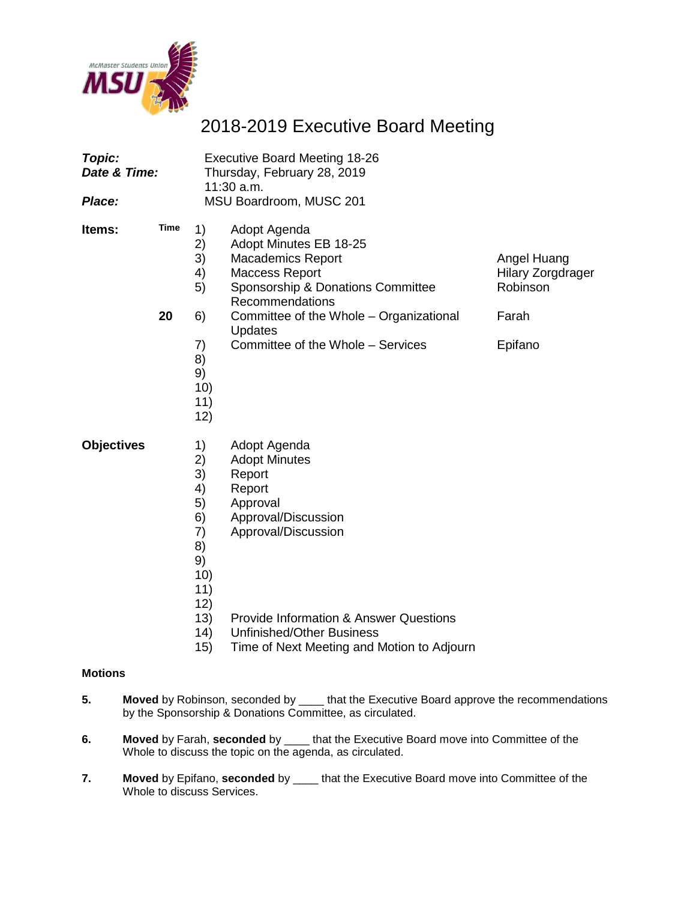McMaster Students Union MSU

# 2018-2019 Executive Board Meeting

***Topic:*** Executive Board Meeting 18-26
***Date & Time:*** Thursday, February 28, 2019
11:30 a.m.
***Place:*** MSU Boardroom, MUSC 201

**Items:**

| Time | # | Item | Presenter |
|---|---|---|---|
| | 1) | Adopt Agenda | |
| | 2) | Adopt Minutes EB 18-25 | |
| | 3) | Macademics Report | Angel Huang |
| | 4) | Maccess Report | Hilary Zorgdrager |
| | 5) | Sponsorship & Donations Committee Recommendations | Robinson |
| **20** | 6) | Committee of the Whole – Organizational Updates | Farah |
| | 7) | Committee of the Whole – Services | Epifano |
| | 8) | | |
| | 9) | | |
| | 10) | | |
| | 11) | | |
| | 12) | | |

**Objectives**

1) Adopt Agenda
2) Adopt Minutes
3) Report
4) Report
5) Approval
6) Approval/Discussion
7) Approval/Discussion
8)
9)
10)
11)
12)
13) Provide Information & Answer Questions
14) Unfinished/Other Business
15) Time of Next Meeting and Motion to Adjourn

**Motions**

**5.** **Moved** by Robinson, seconded by ____ that the Executive Board approve the recommendations by the Sponsorship & Donations Committee, as circulated.

**6.** **Moved** by Farah, **seconded** by ____ that the Executive Board move into Committee of the Whole to discuss the topic on the agenda, as circulated.

**7.** **Moved** by Epifano, **seconded** by ____ that the Executive Board move into Committee of the Whole to discuss Services.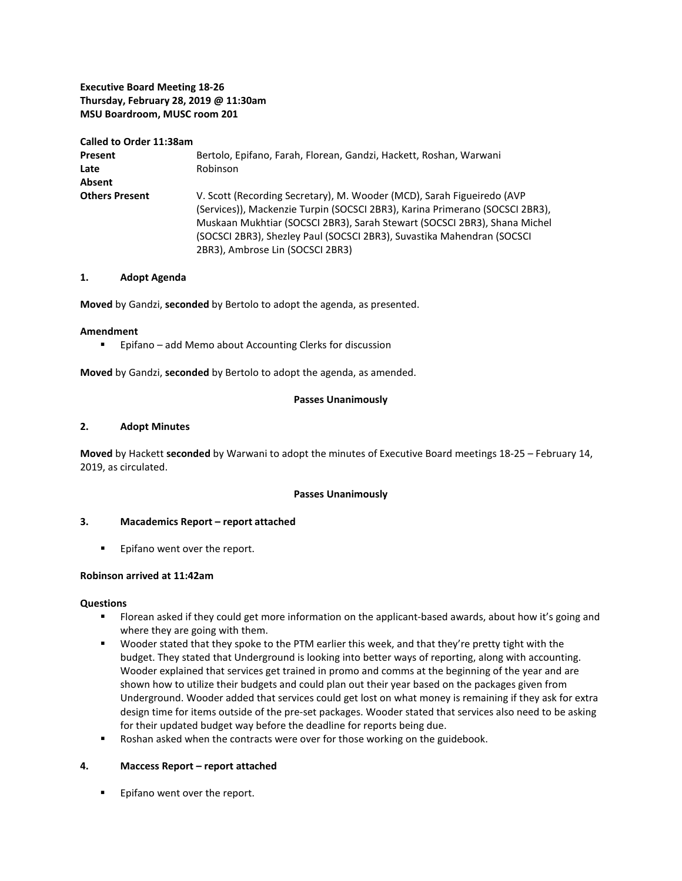**Executive Board Meeting 18-26**
**Thursday, February 28, 2019 @ 11:30am**
**MSU Boardroom, MUSC room 201**

**Called to Order 11:38am**

| | |
|---|---|
| **Present** | Bertolo, Epifano, Farah, Florean, Gandzi, Hackett, Roshan, Warwani |
| **Late** | Robinson |
| **Absent** | |
| **Others Present** | V. Scott (Recording Secretary), M. Wooder (MCD), Sarah Figueiredo (AVP (Services)), Mackenzie Turpin (SOCSCI 2BR3), Karina Primerano (SOCSCI 2BR3), Muskaan Mukhtiar (SOCSCI 2BR3), Sarah Stewart (SOCSCI 2BR3), Shana Michel (SOCSCI 2BR3), Shezley Paul (SOCSCI 2BR3), Suvastika Mahendran (SOCSCI 2BR3), Ambrose Lin (SOCSCI 2BR3) |

## 1. Adopt Agenda

**Moved** by Gandzi, **seconded** by Bertolo to adopt the agenda, as presented.

**Amendment**

- Epifano – add Memo about Accounting Clerks for discussion

**Moved** by Gandzi, **seconded** by Bertolo to adopt the agenda, as amended.

**Passes Unanimously**

## 2. Adopt Minutes

**Moved** by Hackett **seconded** by Warwani to adopt the minutes of Executive Board meetings 18-25 – February 14, 2019, as circulated.

**Passes Unanimously**

## 3. Macademics Report – report attached

- Epifano went over the report.

**Robinson arrived at 11:42am**

**Questions**

- Florean asked if they could get more information on the applicant-based awards, about how it's going and where they are going with them.
- Wooder stated that they spoke to the PTM earlier this week, and that they're pretty tight with the budget. They stated that Underground is looking into better ways of reporting, along with accounting. Wooder explained that services get trained in promo and comms at the beginning of the year and are shown how to utilize their budgets and could plan out their year based on the packages given from Underground. Wooder added that services could get lost on what money is remaining if they ask for extra design time for items outside of the pre-set packages. Wooder stated that services also need to be asking for their updated budget way before the deadline for reports being due.
- Roshan asked when the contracts were over for those working on the guidebook.

## 4. Maccess Report – report attached

- Epifano went over the report.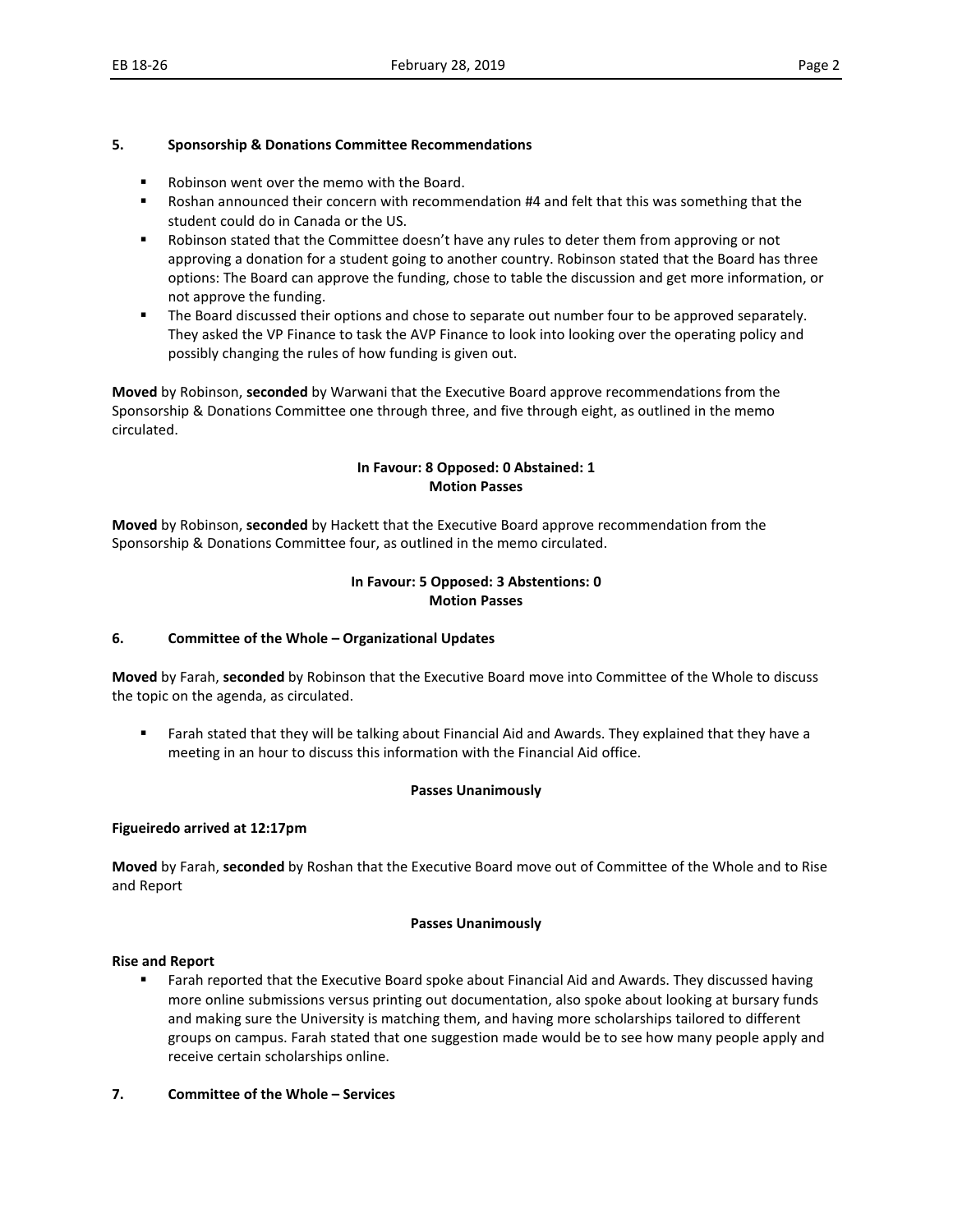## 5. Sponsorship & Donations Committee Recommendations

- Robinson went over the memo with the Board.
- Roshan announced their concern with recommendation #4 and felt that this was something that the student could do in Canada or the US.
- Robinson stated that the Committee doesn't have any rules to deter them from approving or not approving a donation for a student going to another country. Robinson stated that the Board has three options: The Board can approve the funding, chose to table the discussion and get more information, or not approve the funding.
- The Board discussed their options and chose to separate out number four to be approved separately. They asked the VP Finance to task the AVP Finance to look into looking over the operating policy and possibly changing the rules of how funding is given out.

**Moved** by Robinson, **seconded** by Warwani that the Executive Board approve recommendations from the Sponsorship & Donations Committee one through three, and five through eight, as outlined in the memo circulated.

**In Favour: 8 Opposed: 0 Abstained: 1**
**Motion Passes**

**Moved** by Robinson, **seconded** by Hackett that the Executive Board approve recommendation from the Sponsorship & Donations Committee four, as outlined in the memo circulated.

**In Favour: 5 Opposed: 3 Abstentions: 0**
**Motion Passes**

## 6. Committee of the Whole – Organizational Updates

**Moved** by Farah, **seconded** by Robinson that the Executive Board move into Committee of the Whole to discuss the topic on the agenda, as circulated.

- Farah stated that they will be talking about Financial Aid and Awards. They explained that they have a meeting in an hour to discuss this information with the Financial Aid office.

**Passes Unanimously**

**Figueiredo arrived at 12:17pm**

**Moved** by Farah, **seconded** by Roshan that the Executive Board move out of Committee of the Whole and to Rise and Report

**Passes Unanimously**

**Rise and Report**

- Farah reported that the Executive Board spoke about Financial Aid and Awards. They discussed having more online submissions versus printing out documentation, also spoke about looking at bursary funds and making sure the University is matching them, and having more scholarships tailored to different groups on campus. Farah stated that one suggestion made would be to see how many people apply and receive certain scholarships online.

## 7. Committee of the Whole – Services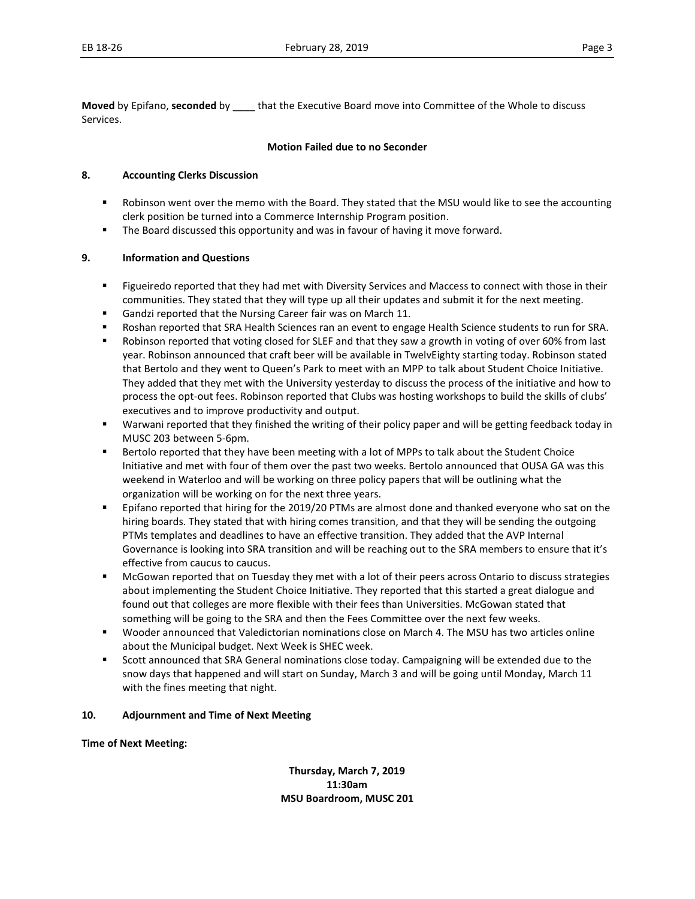**Moved** by Epifano, **seconded** by ____ that the Executive Board move into Committee of the Whole to discuss Services.

**Motion Failed due to no Seconder**

## 8. Accounting Clerks Discussion

- Robinson went over the memo with the Board. They stated that the MSU would like to see the accounting clerk position be turned into a Commerce Internship Program position.
- The Board discussed this opportunity and was in favour of having it move forward.

## 9. Information and Questions

- Figueiredo reported that they had met with Diversity Services and Maccess to connect with those in their communities. They stated that they will type up all their updates and submit it for the next meeting.
- Gandzi reported that the Nursing Career fair was on March 11.
- Roshan reported that SRA Health Sciences ran an event to engage Health Science students to run for SRA.
- Robinson reported that voting closed for SLEF and that they saw a growth in voting of over 60% from last year. Robinson announced that craft beer will be available in TwelvEighty starting today. Robinson stated that Bertolo and they went to Queen's Park to meet with an MPP to talk about Student Choice Initiative. They added that they met with the University yesterday to discuss the process of the initiative and how to process the opt-out fees. Robinson reported that Clubs was hosting workshops to build the skills of clubs' executives and to improve productivity and output.
- Warwani reported that they finished the writing of their policy paper and will be getting feedback today in MUSC 203 between 5-6pm.
- Bertolo reported that they have been meeting with a lot of MPPs to talk about the Student Choice Initiative and met with four of them over the past two weeks. Bertolo announced that OUSA GA was this weekend in Waterloo and will be working on three policy papers that will be outlining what the organization will be working on for the next three years.
- Epifano reported that hiring for the 2019/20 PTMs are almost done and thanked everyone who sat on the hiring boards. They stated that with hiring comes transition, and that they will be sending the outgoing PTMs templates and deadlines to have an effective transition. They added that the AVP Internal Governance is looking into SRA transition and will be reaching out to the SRA members to ensure that it's effective from caucus to caucus.
- McGowan reported that on Tuesday they met with a lot of their peers across Ontario to discuss strategies about implementing the Student Choice Initiative. They reported that this started a great dialogue and found out that colleges are more flexible with their fees than Universities. McGowan stated that something will be going to the SRA and then the Fees Committee over the next few weeks.
- Wooder announced that Valedictorian nominations close on March 4. The MSU has two articles online about the Municipal budget. Next Week is SHEC week.
- Scott announced that SRA General nominations close today. Campaigning will be extended due to the snow days that happened and will start on Sunday, March 3 and will be going until Monday, March 11 with the fines meeting that night.

## 10. Adjournment and Time of Next Meeting

**Time of Next Meeting:**

**Thursday, March 7, 2019**
**11:30am**
**MSU Boardroom, MUSC 201**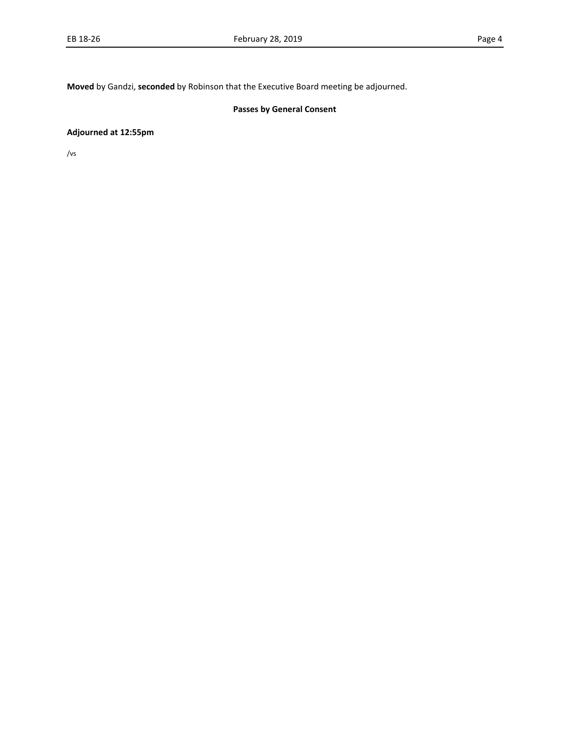**Moved** by Gandzi, **seconded** by Robinson that the Executive Board meeting be adjourned.

**Passes by General Consent**

**Adjourned at 12:55pm**

/vs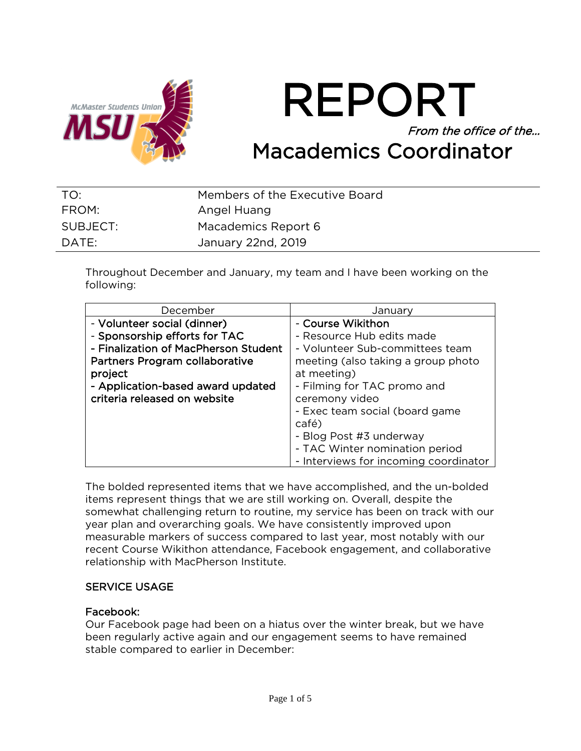# REPORT

*From the office of the…*

## Macademics Coordinator

| | |
|---|---|
| TO: | Members of the Executive Board |
| FROM: | Angel Huang |
| SUBJECT: | Macademics Report 6 |
| DATE: | January 22nd, 2019 |

Throughout December and January, my team and I have been working on the following:

| December | January |
|---|---|
| - **Volunteer social (dinner)**<br>- **Sponsorship efforts for TAC**<br>- **Finalization of MacPherson Student Partners Program collaborative project**<br>- **Application-based award updated criteria released on website** | - **Course Wikithon**<br>- Resource Hub edits made<br>- Volunteer Sub-committees team meeting (also taking a group photo at meeting)<br>- Filming for TAC promo and ceremony video<br>- Exec team social (board game café)<br>- Blog Post #3 underway<br>- TAC Winter nomination period<br>- Interviews for incoming coordinator |

The bolded represented items that we have accomplished, and the un-bolded items represent things that we are still working on. Overall, despite the somewhat challenging return to routine, my service has been on track with our year plan and overarching goals. We have consistently improved upon measurable markers of success compared to last year, most notably with our recent Course Wikithon attendance, Facebook engagement, and collaborative relationship with MacPherson Institute.

### SERVICE USAGE

#### Facebook:

Our Facebook page had been on a hiatus over the winter break, but we have been regularly active again and our engagement seems to have remained stable compared to earlier in December: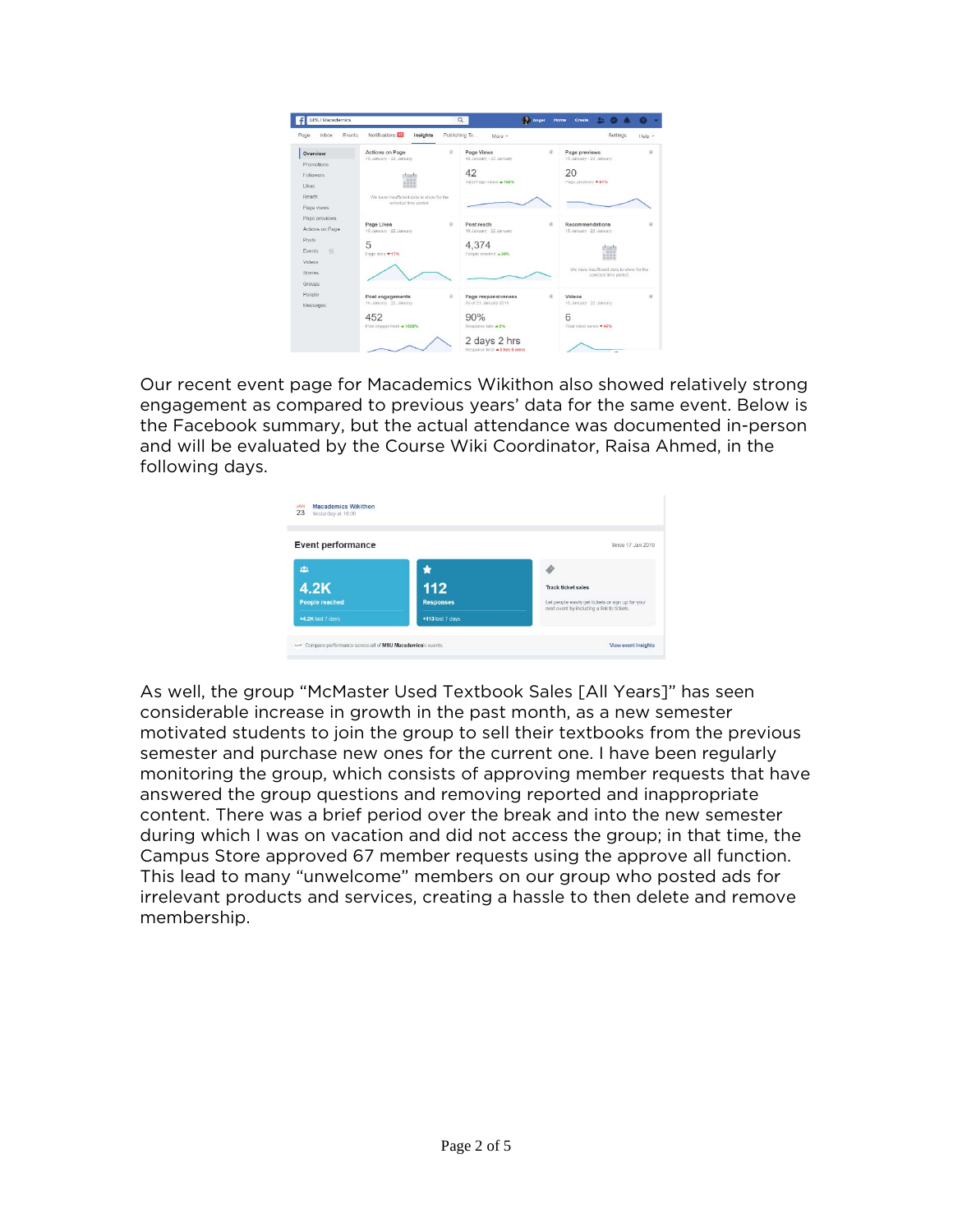Our recent event page for Macademics Wikithon also showed relatively strong engagement as compared to previous years' data for the same event. Below is the Facebook summary, but the actual attendance was documented in-person and will be evaluated by the Course Wiki Coordinator, Raisa Ahmed, in the following days.

As well, the group "McMaster Used Textbook Sales [All Years]" has seen considerable increase in growth in the past month, as a new semester motivated students to join the group to sell their textbooks from the previous semester and purchase new ones for the current one. I have been regularly monitoring the group, which consists of approving member requests that have answered the group questions and removing reported and inappropriate content. There was a brief period over the break and into the new semester during which I was on vacation and did not access the group; in that time, the Campus Store approved 67 member requests using the approve all function. This lead to many "unwelcome" members on our group who posted ads for irrelevant products and services, creating a hassle to then delete and remove membership.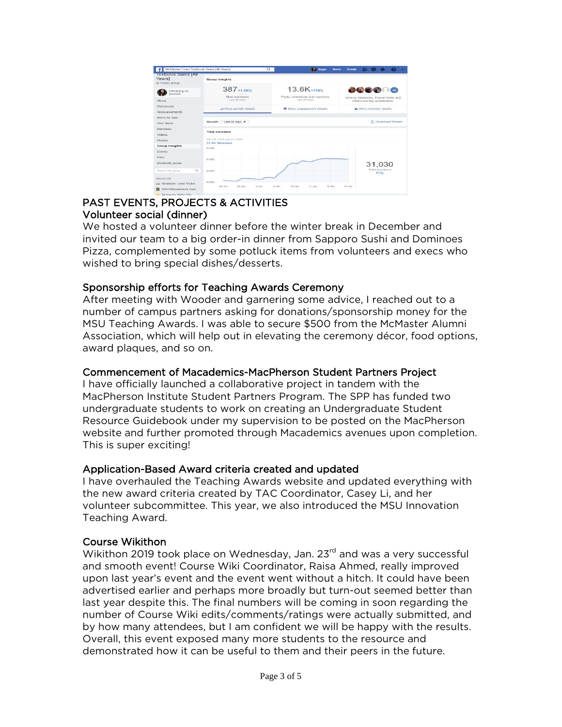## PAST EVENTS, PROJECTS & ACTIVITIES

### Volunteer social (dinner)

We hosted a volunteer dinner before the winter break in December and invited our team to a big order-in dinner from Sapporo Sushi and Dominoes Pizza, complemented by some potluck items from volunteers and execs who wished to bring special dishes/desserts.

### Sponsorship efforts for Teaching Awards Ceremony

After meeting with Wooder and garnering some advice, I reached out to a number of campus partners asking for donations/sponsorship money for the MSU Teaching Awards. I was able to secure $500 from the McMaster Alumni Association, which will help out in elevating the ceremony décor, food options, award plaques, and so on.

### Commencement of Macademics-MacPherson Student Partners Project

I have officially launched a collaborative project in tandem with the MacPherson Institute Student Partners Program. The SPP has funded two undergraduate students to work on creating an Undergraduate Student Resource Guidebook under my supervision to be posted on the MacPherson website and further promoted through Macademics avenues upon completion. This is super exciting!

### Application-Based Award criteria created and updated

I have overhauled the Teaching Awards website and updated everything with the new award criteria created by TAC Coordinator, Casey Li, and her volunteer subcommittee. This year, we also introduced the MSU Innovation Teaching Award.

### Course Wikithon

Wikithon 2019 took place on Wednesday, Jan. 23rd and was a very successful and smooth event! Course Wiki Coordinator, Raisa Ahmed, really improved upon last year's event and the event went without a hitch. It could have been advertised earlier and perhaps more broadly but turn-out seemed better than last year despite this. The final numbers will be coming in soon regarding the number of Course Wiki edits/comments/ratings were actually submitted, and by how many attendees, but I am confident we will be happy with the results. Overall, this event exposed many more students to the resource and demonstrated how it can be useful to them and their peers in the future.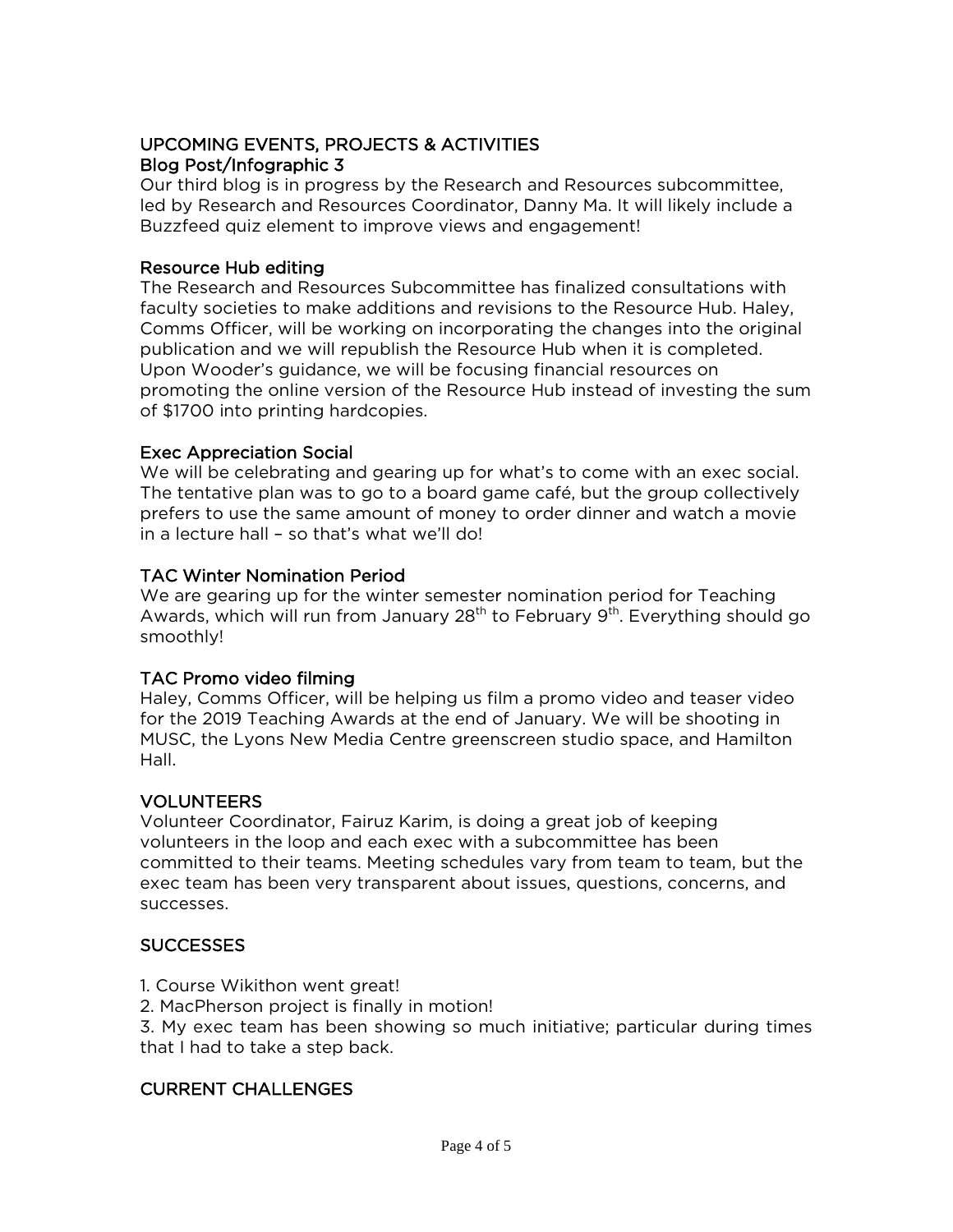## UPCOMING EVENTS, PROJECTS & ACTIVITIES

### Blog Post/Infographic 3

Our third blog is in progress by the Research and Resources subcommittee, led by Research and Resources Coordinator, Danny Ma. It will likely include a Buzzfeed quiz element to improve views and engagement!

### Resource Hub editing

The Research and Resources Subcommittee has finalized consultations with faculty societies to make additions and revisions to the Resource Hub. Haley, Comms Officer, will be working on incorporating the changes into the original publication and we will republish the Resource Hub when it is completed. Upon Wooder's guidance, we will be focusing financial resources on promoting the online version of the Resource Hub instead of investing the sum of $1700 into printing hardcopies.

### Exec Appreciation Social

We will be celebrating and gearing up for what's to come with an exec social. The tentative plan was to go to a board game café, but the group collectively prefers to use the same amount of money to order dinner and watch a movie in a lecture hall – so that's what we'll do!

### TAC Winter Nomination Period

We are gearing up for the winter semester nomination period for Teaching Awards, which will run from January 28th to February 9th. Everything should go smoothly!

### TAC Promo video filming

Haley, Comms Officer, will be helping us film a promo video and teaser video for the 2019 Teaching Awards at the end of January. We will be shooting in MUSC, the Lyons New Media Centre greenscreen studio space, and Hamilton Hall.

## VOLUNTEERS

Volunteer Coordinator, Fairuz Karim, is doing a great job of keeping volunteers in the loop and each exec with a subcommittee has been committed to their teams. Meeting schedules vary from team to team, but the exec team has been very transparent about issues, questions, concerns, and successes.

## SUCCESSES

1. Course Wikithon went great!
2. MacPherson project is finally in motion!
3. My exec team has been showing so much initiative; particular during times that I had to take a step back.

## CURRENT CHALLENGES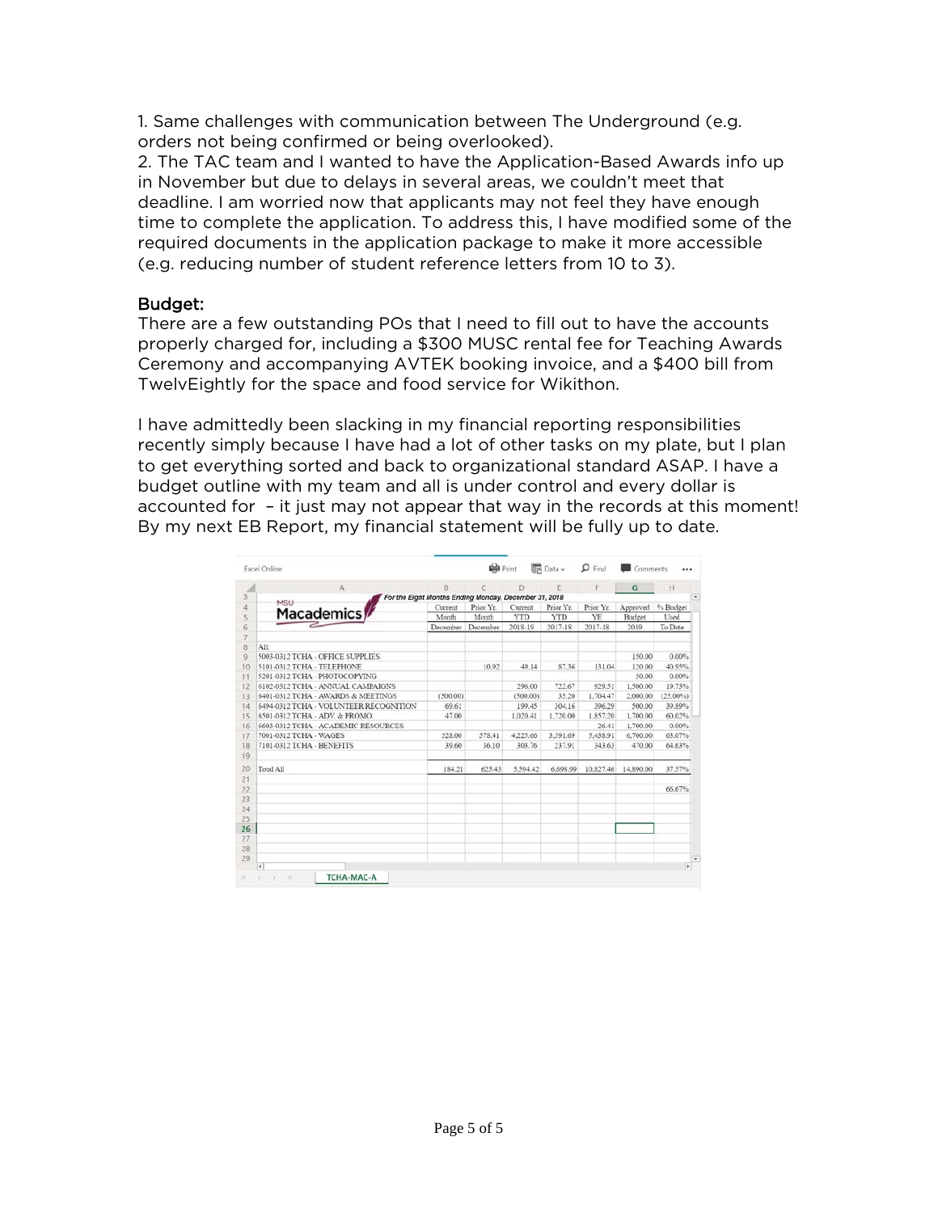1. Same challenges with communication between The Underground (e.g. orders not being confirmed or being overlooked).
2. The TAC team and I wanted to have the Application-Based Awards info up in November but due to delays in several areas, we couldn't meet that deadline. I am worried now that applicants may not feel they have enough time to complete the application. To address this, I have modified some of the required documents in the application package to make it more accessible (e.g. reducing number of student reference letters from 10 to 3).

## Budget:

There are a few outstanding POs that I need to fill out to have the accounts properly charged for, including a $300 MUSC rental fee for Teaching Awards Ceremony and accompanying AVTEK booking invoice, and a $400 bill from TwelvEightly for the space and food service for Wikithon.

I have admittedly been slacking in my financial reporting responsibilities recently simply because I have had a lot of other tasks on my plate, but I plan to get everything sorted and back to organizational standard ASAP. I have a budget outline with my team and all is under control and every dollar is accounted for – it just may not appear that way in the records at this moment! By my next EB Report, my financial statement will be fully up to date.

MSU Macademics

*For the Eight Months Ending Monday, December 31, 2018*

| | Current Month December | Prior Yr. Month December | Current YTD 2018-19 | Prior Yr. YTD 2017-18 | Prior Yr. YE 2017-18 | Approved Budget 2019 | % Budget Used To Date |
|---|---|---|---|---|---|---|---|
| All: | | | | | | | |
| 5003-0312 TCHA - OFFICE SUPPLIES | | | | | | 150.00 | 0.00% |
| 5101-0312 TCHA - TELEPHONE | | 10.92 | 49.14 | 87.36 | 131.04 | 120.00 | 40.95% |
| 5201-0312 TCHA - PHOTOCOPYING | | | | | | 50.00 | 0.00% |
| 6102-0312 TCHA - ANNUAL CAMPAIGNS | | | 296.00 | 722.67 | 929.51 | 1,500.00 | 19.73% |
| 6401-0312 TCHA - AWARDS & MEETINGS | (500.00) | | (500.00) | 35.20 | 1,704.47 | 2,000.00 | (25.00%) |
| 6494-0312 TCHA - VOLUNTEER RECOGNITION | 69.61 | | 199.45 | 304.16 | 396.29 | 500.00 | 39.89% |
| 6501-0312 TCHA - ADV. & PROMO | 47.00 | | 1,020.41 | 1,720.00 | 1,857.20 | 1,700.00 | 60.02% |
| 6603-0312 TCHA - ACADEMIC RESOURCES | | | | | 26.41 | 1,700.00 | 0.00% |
| 7091-0312 TCHA - WAGES | 528.00 | 578.41 | 4,225.66 | 3,391.69 | 5,438.91 | 6,700.00 | 63.07% |
| 7101-0312 TCHA - BENEFITS | 39.60 | 36.10 | 303.76 | 237.91 | 343.63 | 470.00 | 64.63% |
| Total All | 184.21 | 625.43 | 5,594.42 | 6,498.99 | 10,827.46 | 14,890.00 | 37.57% |
| | | | | | | | 66.67% |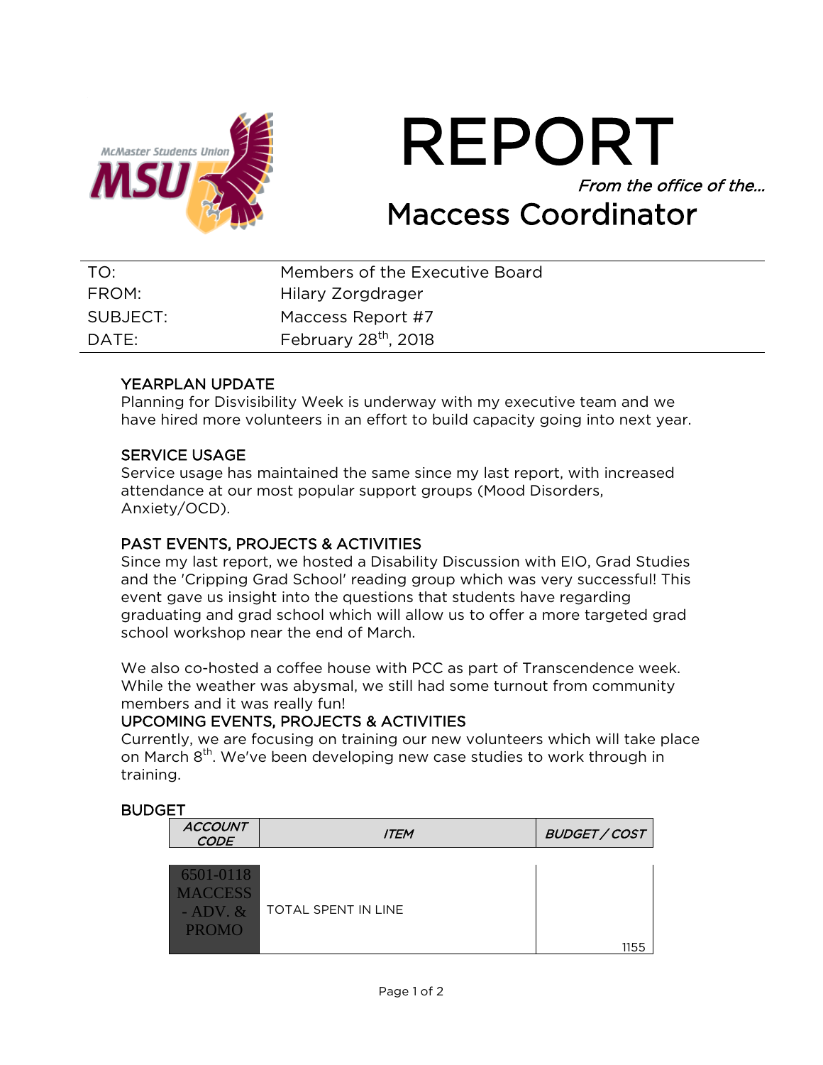# REPORT

*From the office of the...*

## Maccess Coordinator

| | |
|---|---|
| TO: | Members of the Executive Board |
| FROM: | Hilary Zorgdrager |
| SUBJECT: | Maccess Report #7 |
| DATE: | February 28th, 2018 |

### YEARPLAN UPDATE

Planning for Disvisibility Week is underway with my executive team and we have hired more volunteers in an effort to build capacity going into next year.

### SERVICE USAGE

Service usage has maintained the same since my last report, with increased attendance at our most popular support groups (Mood Disorders, Anxiety/OCD).

### PAST EVENTS, PROJECTS & ACTIVITIES

Since my last report, we hosted a Disability Discussion with EIO, Grad Studies and the 'Cripping Grad School' reading group which was very successful! This event gave us insight into the questions that students have regarding graduating and grad school which will allow us to offer a more targeted grad school workshop near the end of March.

We also co-hosted a coffee house with PCC as part of Transcendence week. While the weather was abysmal, we still had some turnout from community members and it was really fun!

### UPCOMING EVENTS, PROJECTS & ACTIVITIES

Currently, we are focusing on training our new volunteers which will take place on March 8th. We've been developing new case studies to work through in training.

### BUDGET

| *ACCOUNT CODE* | *ITEM* | *BUDGET / COST* |
|---|---|---|
| 6501-0118 MACCESS - ADV. & PROMO | TOTAL SPENT IN LINE | 1155 |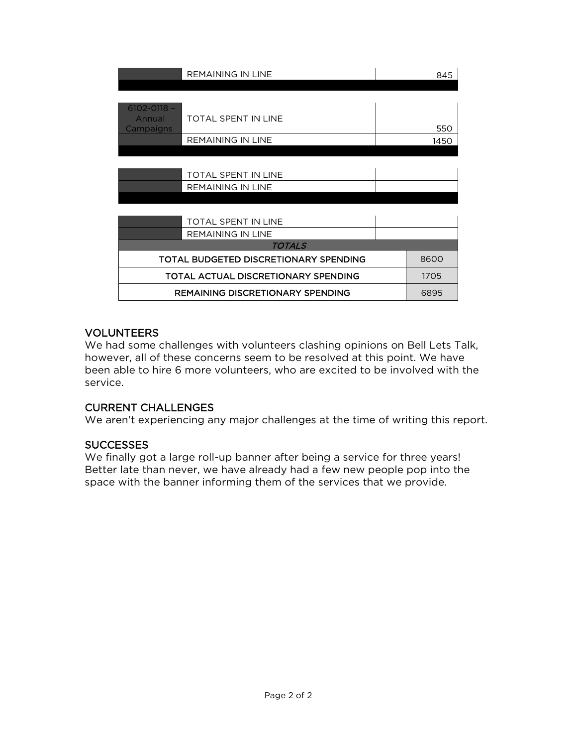| | | |
|---|---|---|
| | REMAINING IN LINE | 845 |

| | | |
|---|---|---|
| 6102-0118 – Annual Campaigns | TOTAL SPENT IN LINE | 550 |
| | REMAINING IN LINE | 1450 |

| | | |
|---|---|---|
| | TOTAL SPENT IN LINE | |
| | REMAINING IN LINE | |

| | | |
|---|---|---|
| | TOTAL SPENT IN LINE | |
| | REMAINING IN LINE | |

| *TOTALS* | |
|---|---|
| TOTAL BUDGETED DISCRETIONARY SPENDING | 8600 |
| TOTAL ACTUAL DISCRETIONARY SPENDING | 1705 |
| REMAINING DISCRETIONARY SPENDING | 6895 |

## VOLUNTEERS

We had some challenges with volunteers clashing opinions on Bell Lets Talk, however, all of these concerns seem to be resolved at this point. We have been able to hire 6 more volunteers, who are excited to be involved with the service.

## CURRENT CHALLENGES

We aren't experiencing any major challenges at the time of writing this report.

## SUCCESSES

We finally got a large roll-up banner after being a service for three years! Better late than never, we have already had a few new people pop into the space with the banner informing them of the services that we provide.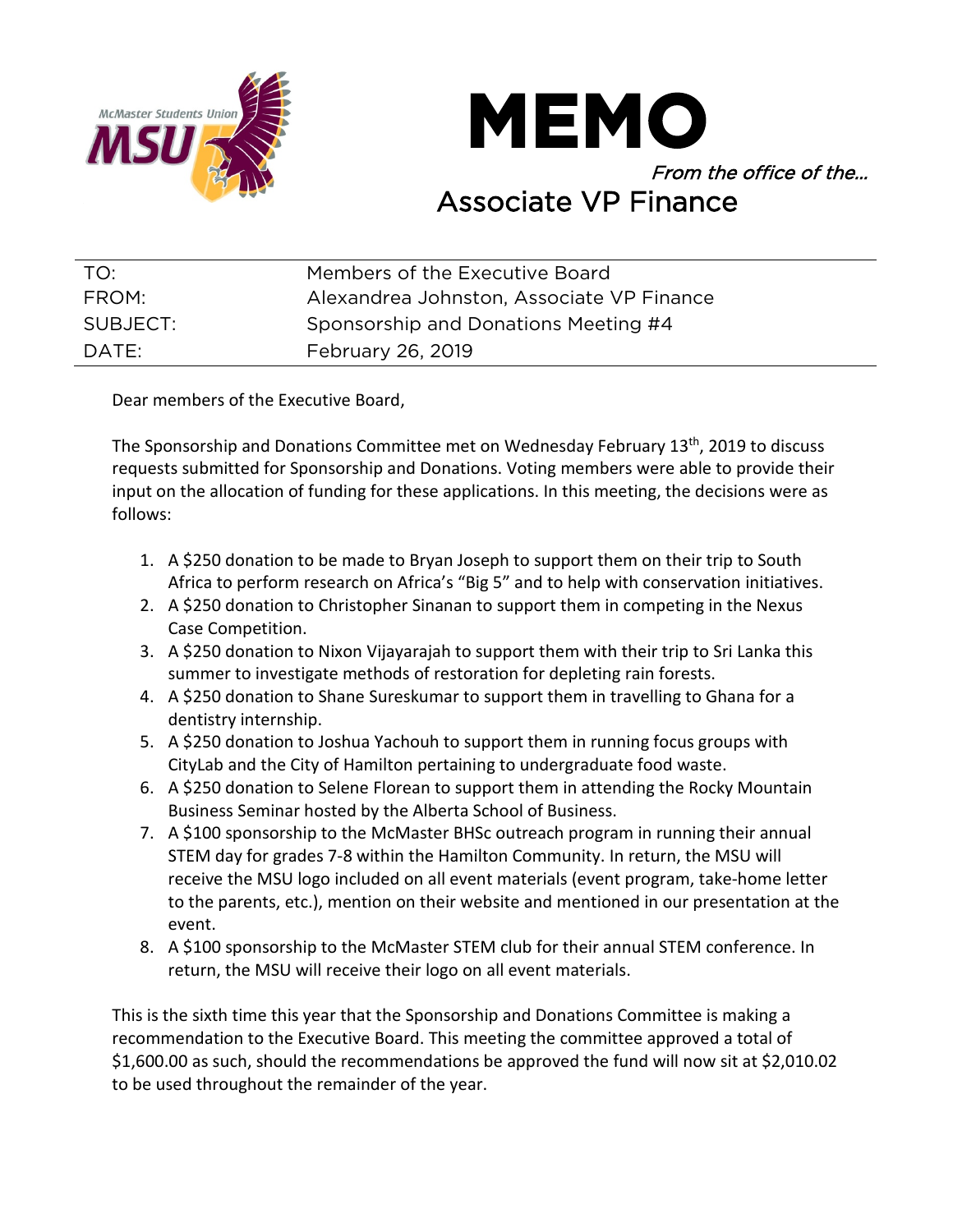# MEMO

*From the office of the…*

## Associate VP Finance

| | |
|---|---|
| TO: | Members of the Executive Board |
| FROM: | Alexandrea Johnston, Associate VP Finance |
| SUBJECT: | Sponsorship and Donations Meeting #4 |
| DATE: | February 26, 2019 |

Dear members of the Executive Board,

The Sponsorship and Donations Committee met on Wednesday February 13th, 2019 to discuss requests submitted for Sponsorship and Donations. Voting members were able to provide their input on the allocation of funding for these applications. In this meeting, the decisions were as follows:

1. A $250 donation to be made to Bryan Joseph to support them on their trip to South Africa to perform research on Africa's "Big 5" and to help with conservation initiatives.
2. A $250 donation to Christopher Sinanan to support them in competing in the Nexus Case Competition.
3. A $250 donation to Nixon Vijayarajah to support them with their trip to Sri Lanka this summer to investigate methods of restoration for depleting rain forests.
4. A $250 donation to Shane Sureskumar to support them in travelling to Ghana for a dentistry internship.
5. A $250 donation to Joshua Yachouh to support them in running focus groups with CityLab and the City of Hamilton pertaining to undergraduate food waste.
6. A $250 donation to Selene Florean to support them in attending the Rocky Mountain Business Seminar hosted by the Alberta School of Business.
7. A $100 sponsorship to the McMaster BHSc outreach program in running their annual STEM day for grades 7-8 within the Hamilton Community. In return, the MSU will receive the MSU logo included on all event materials (event program, take-home letter to the parents, etc.), mention on their website and mentioned in our presentation at the event.
8. A $100 sponsorship to the McMaster STEM club for their annual STEM conference. In return, the MSU will receive their logo on all event materials.

This is the sixth time this year that the Sponsorship and Donations Committee is making a recommendation to the Executive Board. This meeting the committee approved a total of $1,600.00 as such, should the recommendations be approved the fund will now sit at $2,010.02 to be used throughout the remainder of the year.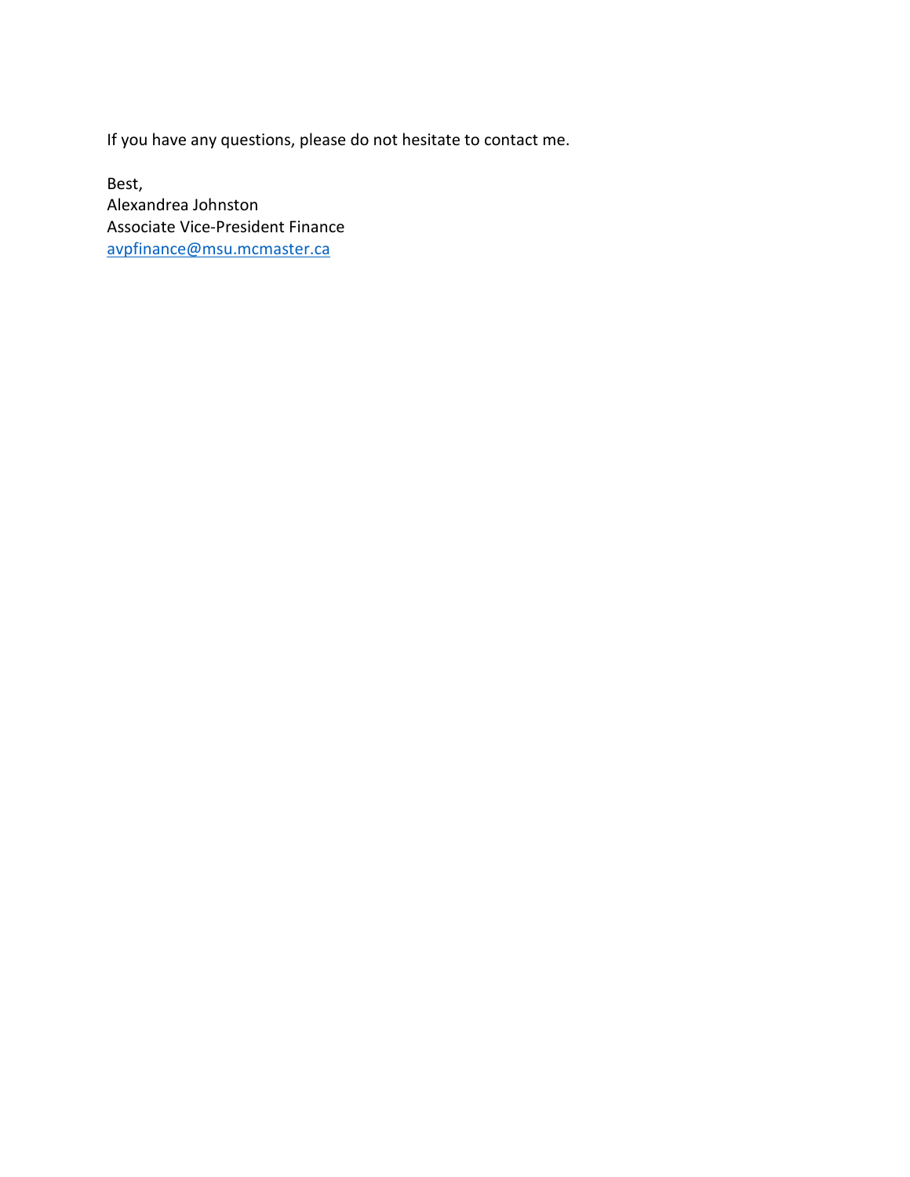If you have any questions, please do not hesitate to contact me.

Best,
Alexandrea Johnston
Associate Vice-President Finance
avpfinance@msu.mcmaster.ca